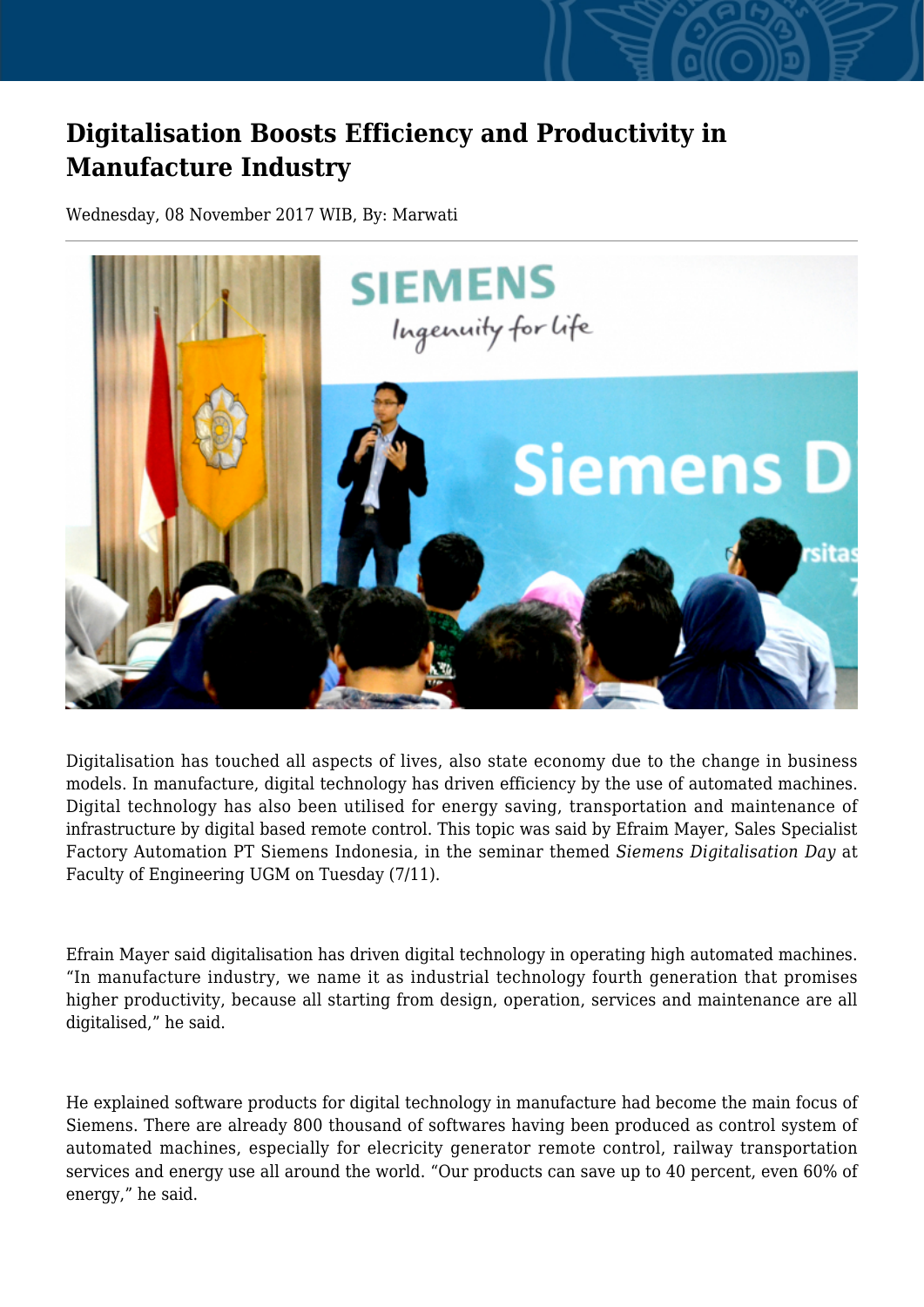# Digitalisation Boosts Efficiency and Productivity in Manufacture Industry

Wednesday, 08 November 2017 WIB, By: Marwati

Digitalisation has touched all aspects of lives, also state economy due to the change in business models. In manufacture, digital technology has driven efficiency by the use of automated machines. Digital technology has also been utilised for energy saving, transportation and maintenance of infrastructure by digital based remote control. This topic was said by Efraim Mayer, Sales Specialist Factory Automation PT Siemens Indonesia, in the seminar themed *Siemens Digitalisation Day* at Faculty of Engineering UGM on Tuesday (7/11).

Efrain Mayer said digitalisation has driven digital technology in operating high automated machines. “In manufacture industry, we name it as industrial technology fourth generation that promises higher productivity, because all starting from design, operation, services and maintenance are all digitalised,” he said.

He explained software products for digital technology in manufacture had become the main focus of Siemens. There are already 800 thousand of softwares having been produced as control system of automated machines, especially for elecricity generator remote control, railway transportation services and energy use all around the world. “Our products can save up to 40 percent, even 60% of energy,” he said.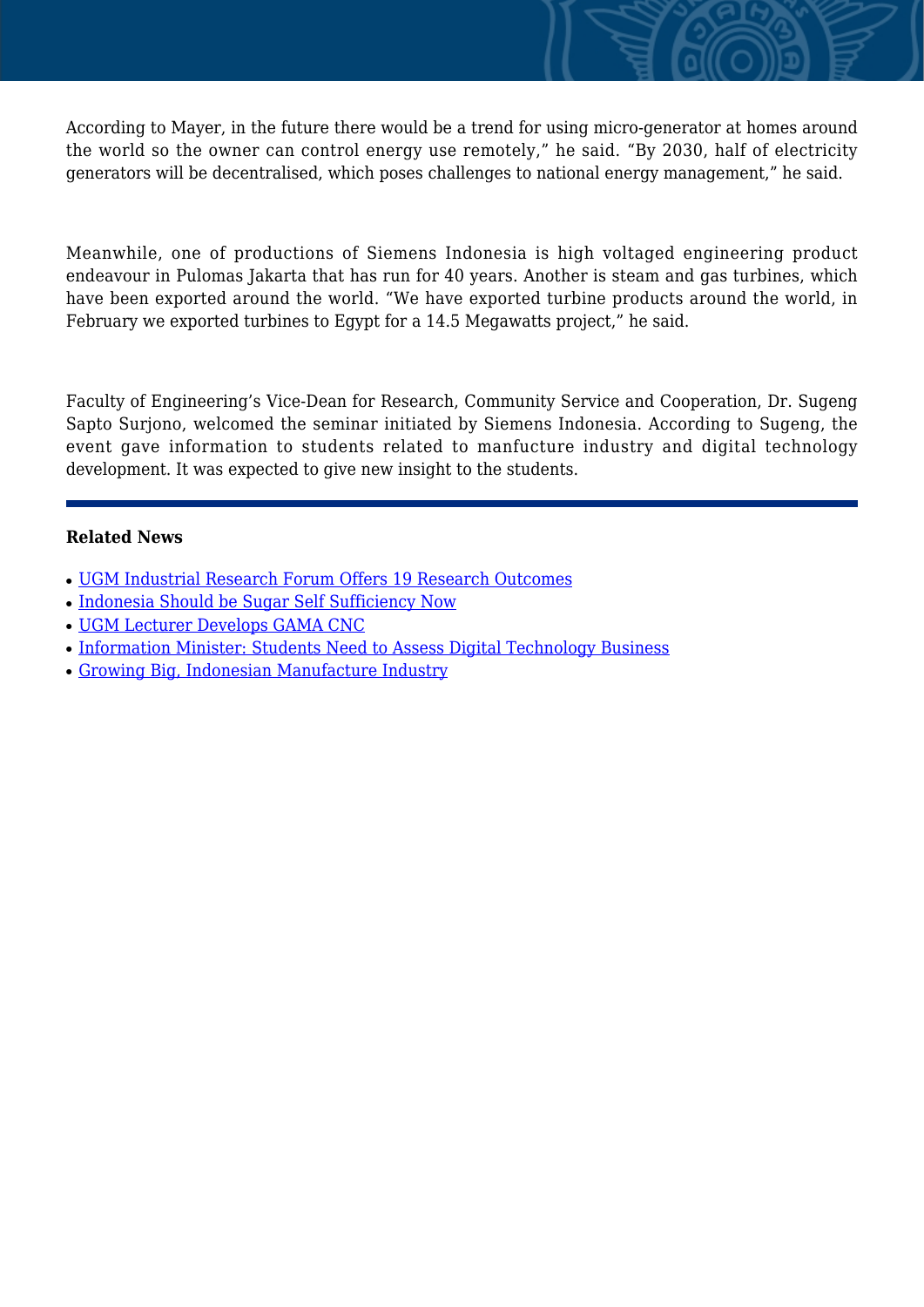According to Mayer, in the future there would be a trend for using micro-generator at homes around the world so the owner can control energy use remotely," he said. "By 2030, half of electricity generators will be decentralised, which poses challenges to national energy management," he said.

Meanwhile, one of productions of Siemens Indonesia is high voltaged engineering product endeavour in Pulomas Jakarta that has run for 40 years. Another is steam and gas turbines, which have been exported around the world. "We have exported turbine products around the world, in February we exported turbines to Egypt for a 14.5 Megawatts project," he said.

Faculty of Engineering's Vice-Dean for Research, Community Service and Cooperation, Dr. Sugeng Sapto Surjono, welcomed the seminar initiated by Siemens Indonesia. According to Sugeng, the event gave information to students related to manfucture industry and digital technology development. It was expected to give new insight to the students.

---

**Related News**

- UGM Industrial Research Forum Offers 19 Research Outcomes
- Indonesia Should be Sugar Self Sufficiency Now
- UGM Lecturer Develops GAMA CNC
- Information Minister: Students Need to Assess Digital Technology Business
- Growing Big, Indonesian Manufacture Industry